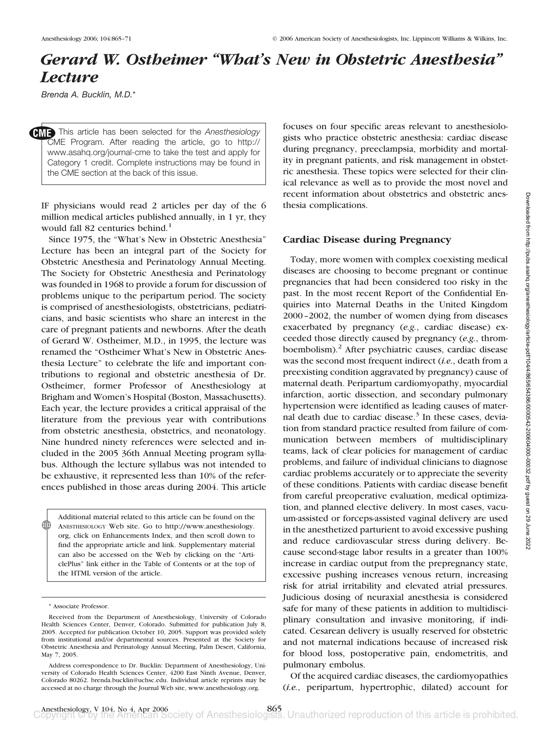# Gerard W. Ostheimer "What's New in Obstetric Anesthesia" Lecture

*Brenda A. Bucklin, M.D.**

This article has been selected for the *Anesthesiology* CME Program. After reading the article, go to http://www.asahq.org/journal-cme to take the test and apply for Category 1 credit. Complete instructions may be found in the CME section at the back of this issue.

IF physicians would read 2 articles per day of the 6 million medical articles published annually, in 1 yr, they would fall 82 centuries behind.[1]

Since 1975, the "What's New in Obstetric Anesthesia" Lecture has been an integral part of the Society for Obstetric Anesthesia and Perinatology Annual Meeting. The Society for Obstetric Anesthesia and Perinatology was founded in 1968 to provide a forum for discussion of problems unique to the peripartum period. The society is comprised of anesthesiologists, obstetricians, pediatricians, and basic scientists who share an interest in the care of pregnant patients and newborns. After the death of Gerard W. Ostheimer, M.D., in 1995, the lecture was renamed the "Ostheimer What's New in Obstetric Anesthesia Lecture" to celebrate the life and important contributions to regional and obstetric anesthesia of Dr. Ostheimer, former Professor of Anesthesiology at Brigham and Women's Hospital (Boston, Massachusetts). Each year, the lecture provides a critical appraisal of the literature from the previous year with contributions from obstetric anesthesia, obstetrics, and neonatology. Nine hundred ninety references were selected and included in the 2005 36th Annual Meeting program syllabus. Although the lecture syllabus was not intended to be exhaustive, it represented less than 10% of the references published in those areas during 2004. This article focuses on four specific areas relevant to anesthesiologists who practice obstetric anesthesia: cardiac disease during pregnancy, preeclampsia, morbidity and mortality in pregnant patients, and risk management in obstetric anesthesia. These topics were selected for their clinical relevance as well as to provide the most novel and recent information about obstetrics and obstetric anesthesia complications.

Additional material related to this article can be found on the ANESTHESIOLOGY Web site. Go to http://www.anesthesiology.org, click on Enhancements Index, and then scroll down to find the appropriate article and link. Supplementary material can also be accessed on the Web by clicking on the "ArticlePlus" link either in the Table of Contents or at the top of the HTML version of the article.

* Associate Professor.

Received from the Department of Anesthesiology, University of Colorado Health Sciences Center, Denver, Colorado. Submitted for publication July 8, 2005. Accepted for publication October 10, 2005. Support was provided solely from institutional and/or departmental sources. Presented at the Society for Obstetric Anesthesia and Perinatology Annual Meeting, Palm Desert, California, May 7, 2005.

Address correspondence to Dr. Bucklin: Department of Anesthesiology, University of Colorado Health Sciences Center, 4200 East Ninth Avenue, Denver, Colorado 80262. brenda.bucklin@uchsc.edu. Individual article reprints may be accessed at no charge through the Journal Web site, www.anesthesiology.org.

## Cardiac Disease during Pregnancy

Today, more women with complex coexisting medical diseases are choosing to become pregnant or continue pregnancies that had been considered too risky in the past. In the most recent Report of the Confidential Enquiries into Maternal Deaths in the United Kingdom 2000–2002, the number of women dying from diseases exacerbated by pregnancy (*e.g.*, cardiac disease) exceeded those directly caused by pregnancy (*e.g.*, thromboembolism).[2] After psychiatric causes, cardiac disease was the second most frequent indirect (*i.e.*, death from a preexisting condition aggravated by pregnancy) cause of maternal death. Peripartum cardiomyopathy, myocardial infarction, aortic dissection, and secondary pulmonary hypertension were identified as leading causes of maternal death due to cardiac disease.[3] In these cases, deviation from standard practice resulted from failure of communication between members of multidisciplinary teams, lack of clear policies for management of cardiac problems, and failure of individual clinicians to diagnose cardiac problems accurately or to appreciate the severity of these conditions. Patients with cardiac disease benefit from careful preoperative evaluation, medical optimization, and planned elective delivery. In most cases, vacuum-assisted or forceps-assisted vaginal delivery are used in the anesthetized parturient to avoid excessive pushing and reduce cardiovascular stress during delivery. Because second-stage labor results in a greater than 100% increase in cardiac output from the prepregnancy state, excessive pushing increases venous return, increasing risk for atrial irritability and elevated atrial pressures. Judicious dosing of neuraxial anesthesia is considered safe for many of these patients in addition to multidisciplinary consultation and invasive monitoring, if indicated. Cesarean delivery is usually reserved for obstetric and not maternal indications because of increased risk for blood loss, postoperative pain, endometritis, and pulmonary embolus.

Of the acquired cardiac diseases, the cardiomyopathies (*i.e.*, peripartum, hypertrophic, dilated) account for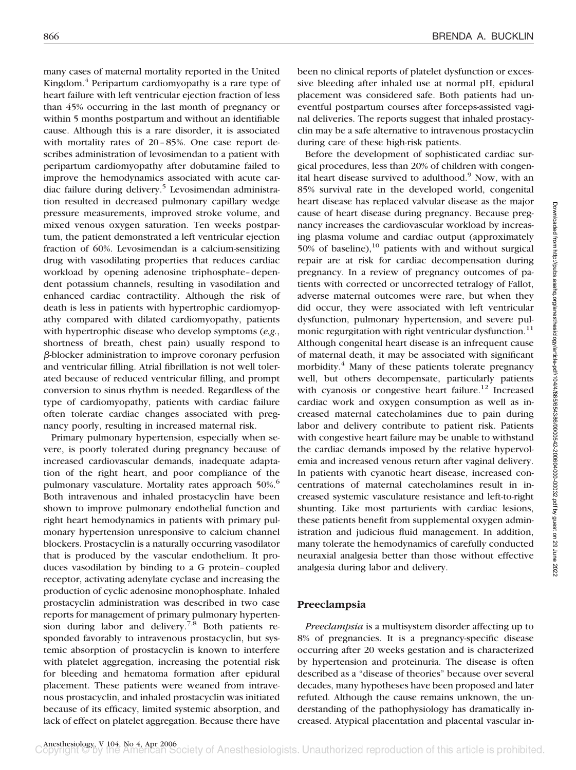many cases of maternal mortality reported in the United Kingdom.[4] Peripartum cardiomyopathy is a rare type of heart failure with left ventricular ejection fraction of less than 45% occurring in the last month of pregnancy or within 5 months postpartum and without an identifiable cause. Although this is a rare disorder, it is associated with mortality rates of 20–85%. One case report describes administration of levosimendan to a patient with peripartum cardiomyopathy after dobutamine failed to improve the hemodynamics associated with acute cardiac failure during delivery.[5] Levosimendan administration resulted in decreased pulmonary capillary wedge pressure measurements, improved stroke volume, and mixed venous oxygen saturation. Ten weeks postpartum, the patient demonstrated a left ventricular ejection fraction of 60%. Levosimendan is a calcium-sensitizing drug with vasodilating properties that reduces cardiac workload by opening adenosine triphosphate–dependent potassium channels, resulting in vasodilation and enhanced cardiac contractility. Although the risk of death is less in patients with hypertrophic cardiomyopathy compared with dilated cardiomyopathy, patients with hypertrophic disease who develop symptoms (*e.g.*, shortness of breath, chest pain) usually respond to β-blocker administration to improve coronary perfusion and ventricular filling. Atrial fibrillation is not well tolerated because of reduced ventricular filling, and prompt conversion to sinus rhythm is needed. Regardless of the type of cardiomyopathy, patients with cardiac failure often tolerate cardiac changes associated with pregnancy poorly, resulting in increased maternal risk.

Primary pulmonary hypertension, especially when severe, is poorly tolerated during pregnancy because of increased cardiovascular demands, inadequate adaptation of the right heart, and poor compliance of the pulmonary vasculature. Mortality rates approach 50%.[6] Both intravenous and inhaled prostacyclin have been shown to improve pulmonary endothelial function and right heart hemodynamics in patients with primary pulmonary hypertension unresponsive to calcium channel blockers. Prostacyclin is a naturally occurring vasodilator that is produced by the vascular endothelium. It produces vasodilation by binding to a G protein–coupled receptor, activating adenylate cyclase and increasing the production of cyclic adenosine monophosphate. Inhaled prostacyclin administration was described in two case reports for management of primary pulmonary hypertension during labor and delivery.[7,8] Both patients responded favorably to intravenous prostacyclin, but systemic absorption of prostacyclin is known to interfere with platelet aggregation, increasing the potential risk for bleeding and hematoma formation after epidural placement. These patients were weaned from intravenous prostacyclin, and inhaled prostacyclin was initiated because of its efficacy, limited systemic absorption, and lack of effect on platelet aggregation. Because there have been no clinical reports of platelet dysfunction or excessive bleeding after inhaled use at normal pH, epidural placement was considered safe. Both patients had uneventful postpartum courses after forceps-assisted vaginal deliveries. The reports suggest that inhaled prostacyclin may be a safe alternative to intravenous prostacyclin during care of these high-risk patients.

Before the development of sophisticated cardiac surgical procedures, less than 20% of children with congenital heart disease survived to adulthood.[9] Now, with an 85% survival rate in the developed world, congenital heart disease has replaced valvular disease as the major cause of heart disease during pregnancy. Because pregnancy increases the cardiovascular workload by increasing plasma volume and cardiac output (approximately 50% of baseline),[10] patients with and without surgical repair are at risk for cardiac decompensation during pregnancy. In a review of pregnancy outcomes of patients with corrected or uncorrected tetralogy of Fallot, adverse maternal outcomes were rare, but when they did occur, they were associated with left ventricular dysfunction, pulmonary hypertension, and severe pulmonic regurgitation with right ventricular dysfunction.[11] Although congenital heart disease is an infrequent cause of maternal death, it may be associated with significant morbidity.[4] Many of these patients tolerate pregnancy well, but others decompensate, particularly patients with cyanosis or congestive heart failure.[12] Increased cardiac work and oxygen consumption as well as increased maternal catecholamines due to pain during labor and delivery contribute to patient risk. Patients with congestive heart failure may be unable to withstand the cardiac demands imposed by the relative hypervolemia and increased venous return after vaginal delivery. In patients with cyanotic heart disease, increased concentrations of maternal catecholamines result in increased systemic vasculature resistance and left-to-right shunting. Like most parturients with cardiac lesions, these patients benefit from supplemental oxygen administration and judicious fluid management. In addition, many tolerate the hemodynamics of carefully conducted neuraxial analgesia better than those without effective analgesia during labor and delivery.

## Preeclampsia

*Preeclampsia* is a multisystem disorder affecting up to 8% of pregnancies. It is a pregnancy-specific disease occurring after 20 weeks gestation and is characterized by hypertension and proteinuria. The disease is often described as a "disease of theories" because over several decades, many hypotheses have been proposed and later refuted. Although the cause remains unknown, the understanding of the pathophysiology has dramatically increased. Atypical placentation and placental vascular in-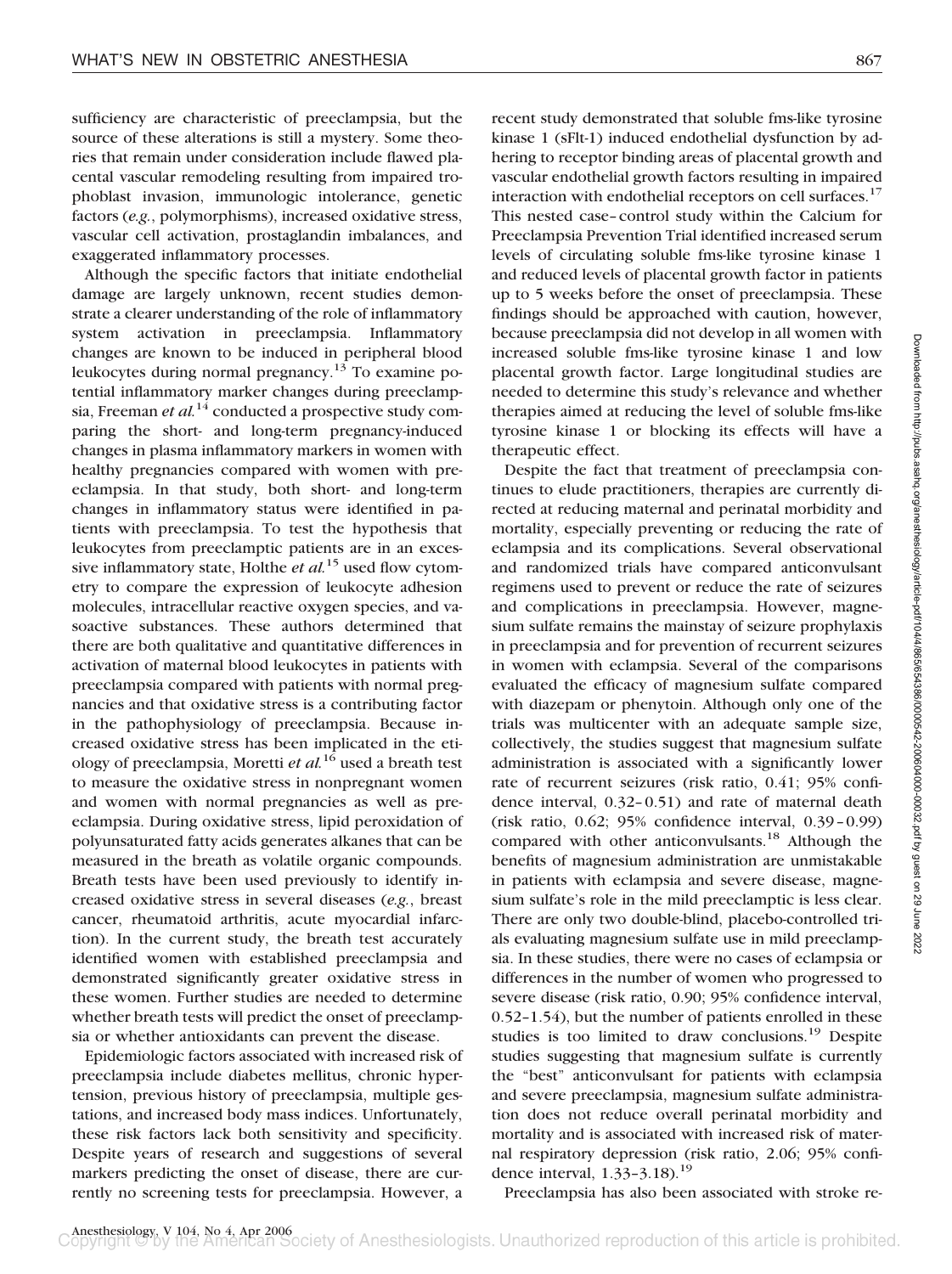sufficiency are characteristic of preeclampsia, but the source of these alterations is still a mystery. Some theories that remain under consideration include flawed placental vascular remodeling resulting from impaired trophoblast invasion, immunologic intolerance, genetic factors (*e.g.*, polymorphisms), increased oxidative stress, vascular cell activation, prostaglandin imbalances, and exaggerated inflammatory processes.

Although the specific factors that initiate endothelial damage are largely unknown, recent studies demonstrate a clearer understanding of the role of inflammatory system activation in preeclampsia. Inflammatory changes are known to be induced in peripheral blood leukocytes during normal pregnancy.[13] To examine potential inflammatory marker changes during preeclampsia, Freeman *et al.*[14] conducted a prospective study comparing the short- and long-term pregnancy-induced changes in plasma inflammatory markers in women with healthy pregnancies compared with women with preeclampsia. In that study, both short- and long-term changes in inflammatory status were identified in patients with preeclampsia. To test the hypothesis that leukocytes from preeclamptic patients are in an excessive inflammatory state, Holthe *et al.*[15] used flow cytometry to compare the expression of leukocyte adhesion molecules, intracellular reactive oxygen species, and vasoactive substances. These authors determined that there are both qualitative and quantitative differences in activation of maternal blood leukocytes in patients with preeclampsia compared with patients with normal pregnancies and that oxidative stress is a contributing factor in the pathophysiology of preeclampsia. Because increased oxidative stress has been implicated in the etiology of preeclampsia, Moretti *et al.*[16] used a breath test to measure the oxidative stress in nonpregnant women and women with normal pregnancies as well as preeclampsia. During oxidative stress, lipid peroxidation of polyunsaturated fatty acids generates alkanes that can be measured in the breath as volatile organic compounds. Breath tests have been used previously to identify increased oxidative stress in several diseases (*e.g.*, breast cancer, rheumatoid arthritis, acute myocardial infarction). In the current study, the breath test accurately identified women with established preeclampsia and demonstrated significantly greater oxidative stress in these women. Further studies are needed to determine whether breath tests will predict the onset of preeclampsia or whether antioxidants can prevent the disease.

Epidemiologic factors associated with increased risk of preeclampsia include diabetes mellitus, chronic hypertension, previous history of preeclampsia, multiple gestations, and increased body mass indices. Unfortunately, these risk factors lack both sensitivity and specificity. Despite years of research and suggestions of several markers predicting the onset of disease, there are currently no screening tests for preeclampsia. However, a recent study demonstrated that soluble fms-like tyrosine kinase 1 (sFlt-1) induced endothelial dysfunction by adhering to receptor binding areas of placental growth and vascular endothelial growth factors resulting in impaired interaction with endothelial receptors on cell surfaces.[17] This nested case–control study within the Calcium for Preeclampsia Prevention Trial identified increased serum levels of circulating soluble fms-like tyrosine kinase 1 and reduced levels of placental growth factor in patients up to 5 weeks before the onset of preeclampsia. These findings should be approached with caution, however, because preeclampsia did not develop in all women with increased soluble fms-like tyrosine kinase 1 and low placental growth factor. Large longitudinal studies are needed to determine this study's relevance and whether therapies aimed at reducing the level of soluble fms-like tyrosine kinase 1 or blocking its effects will have a therapeutic effect.

Despite the fact that treatment of preeclampsia continues to elude practitioners, therapies are currently directed at reducing maternal and perinatal morbidity and mortality, especially preventing or reducing the rate of eclampsia and its complications. Several observational and randomized trials have compared anticonvulsant regimens used to prevent or reduce the rate of seizures and complications in preeclampsia. However, magnesium sulfate remains the mainstay of seizure prophylaxis in preeclampsia and for prevention of recurrent seizures in women with eclampsia. Several of the comparisons evaluated the efficacy of magnesium sulfate compared with diazepam or phenytoin. Although only one of the trials was multicenter with an adequate sample size, collectively, the studies suggest that magnesium sulfate administration is associated with a significantly lower rate of recurrent seizures (risk ratio, 0.41; 95% confidence interval, 0.32–0.51) and rate of maternal death (risk ratio, 0.62; 95% confidence interval, 0.39–0.99) compared with other anticonvulsants.[18] Although the benefits of magnesium administration are unmistakable in patients with eclampsia and severe disease, magnesium sulfate's role in the mild preeclamptic is less clear. There are only two double-blind, placebo-controlled trials evaluating magnesium sulfate use in mild preeclampsia. In these studies, there were no cases of eclampsia or differences in the number of women who progressed to severe disease (risk ratio, 0.90; 95% confidence interval, 0.52–1.54), but the number of patients enrolled in these studies is too limited to draw conclusions.[19] Despite studies suggesting that magnesium sulfate is currently the "best" anticonvulsant for patients with eclampsia and severe preeclampsia, magnesium sulfate administration does not reduce overall perinatal morbidity and mortality and is associated with increased risk of maternal respiratory depression (risk ratio, 2.06; 95% confidence interval, 1.33–3.18).[19]

Preeclampsia has also been associated with stroke re-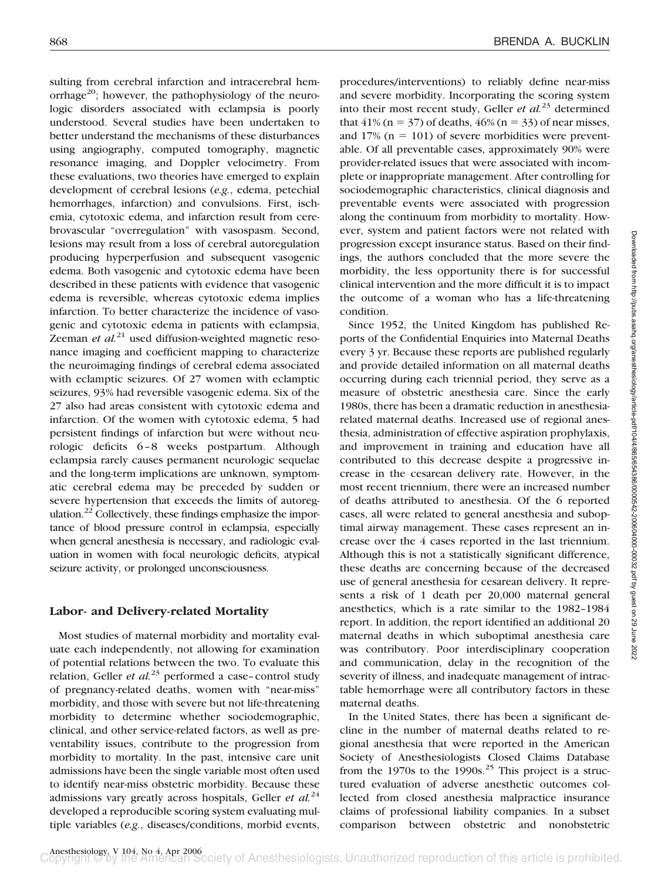sulting from cerebral infarction and intracerebral hemorrhage[20]; however, the pathophysiology of the neurologic disorders associated with eclampsia is poorly understood. Several studies have been undertaken to better understand the mechanisms of these disturbances using angiography, computed tomography, magnetic resonance imaging, and Doppler velocimetry. From these evaluations, two theories have emerged to explain development of cerebral lesions (*e.g.*, edema, petechial hemorrhages, infarction) and convulsions. First, ischemia, cytotoxic edema, and infarction result from cerebrovascular "overregulation" with vasospasm. Second, lesions may result from a loss of cerebral autoregulation producing hyperperfusion and subsequent vasogenic edema. Both vasogenic and cytotoxic edema have been described in these patients with evidence that vasogenic edema is reversible, whereas cytotoxic edema implies infarction. To better characterize the incidence of vasogenic and cytotoxic edema in patients with eclampsia, Zeeman *et al.*[21] used diffusion-weighted magnetic resonance imaging and coefficient mapping to characterize the neuroimaging findings of cerebral edema associated with eclamptic seizures. Of 27 women with eclamptic seizures, 93% had reversible vasogenic edema. Six of the 27 also had areas consistent with cytotoxic edema and infarction. Of the women with cytotoxic edema, 5 had persistent findings of infarction but were without neurologic deficits 6–8 weeks postpartum. Although eclampsia rarely causes permanent neurologic sequelae and the long-term implications are unknown, symptomatic cerebral edema may be preceded by sudden or severe hypertension that exceeds the limits of autoregulation.[22] Collectively, these findings emphasize the importance of blood pressure control in eclampsia, especially when general anesthesia is necessary, and radiologic evaluation in women with focal neurologic deficits, atypical seizure activity, or prolonged unconsciousness.

## Labor- and Delivery-related Mortality

Most studies of maternal morbidity and mortality evaluate each independently, not allowing for examination of potential relations between the two. To evaluate this relation, Geller *et al.*[23] performed a case–control study of pregnancy-related deaths, women with "near-miss" morbidity, and those with severe but not life-threatening morbidity to determine whether sociodemographic, clinical, and other service-related factors, as well as preventability issues, contribute to the progression from morbidity to mortality. In the past, intensive care unit admissions have been the single variable most often used to identify near-miss obstetric morbidity. Because these admissions vary greatly across hospitals, Geller *et al.*[24] developed a reproducible scoring system evaluating multiple variables (*e.g.*, diseases/conditions, morbid events, procedures/interventions) to reliably define near-miss and severe morbidity. Incorporating the scoring system into their most recent study, Geller *et al.*[23] determined that 41% (n = 37) of deaths, 46% (n = 33) of near misses, and 17% (n = 101) of severe morbidities were preventable. Of all preventable cases, approximately 90% were provider-related issues that were associated with incomplete or inappropriate management. After controlling for sociodemographic characteristics, clinical diagnosis and preventable events were associated with progression along the continuum from morbidity to mortality. However, system and patient factors were not related with progression except insurance status. Based on their findings, the authors concluded that the more severe the morbidity, the less opportunity there is for successful clinical intervention and the more difficult it is to impact the outcome of a woman who has a life-threatening condition.

Since 1952, the United Kingdom has published Reports of the Confidential Enquiries into Maternal Deaths every 3 yr. Because these reports are published regularly and provide detailed information on all maternal deaths occurring during each triennial period, they serve as a measure of obstetric anesthesia care. Since the early 1980s, there has been a dramatic reduction in anesthesia-related maternal deaths. Increased use of regional anesthesia, administration of effective aspiration prophylaxis, and improvement in training and education have all contributed to this decrease despite a progressive increase in the cesarean delivery rate. However, in the most recent triennium, there were an increased number of deaths attributed to anesthesia. Of the 6 reported cases, all were related to general anesthesia and suboptimal airway management. These cases represent an increase over the 4 cases reported in the last triennium. Although this is not a statistically significant difference, these deaths are concerning because of the decreased use of general anesthesia for cesarean delivery. It represents a risk of 1 death per 20,000 maternal general anesthetics, which is a rate similar to the 1982–1984 report. In addition, the report identified an additional 20 maternal deaths in which suboptimal anesthesia care was contributory. Poor interdisciplinary cooperation and communication, delay in the recognition of the severity of illness, and inadequate management of intractable hemorrhage were all contributory factors in these maternal deaths.

In the United States, there has been a significant decline in the number of maternal deaths related to regional anesthesia that were reported in the American Society of Anesthesiologists Closed Claims Database from the 1970s to the 1990s.[25] This project is a structured evaluation of adverse anesthetic outcomes collected from closed anesthesia malpractice insurance claims of professional liability companies. In a subset comparison between obstetric and nonobstetric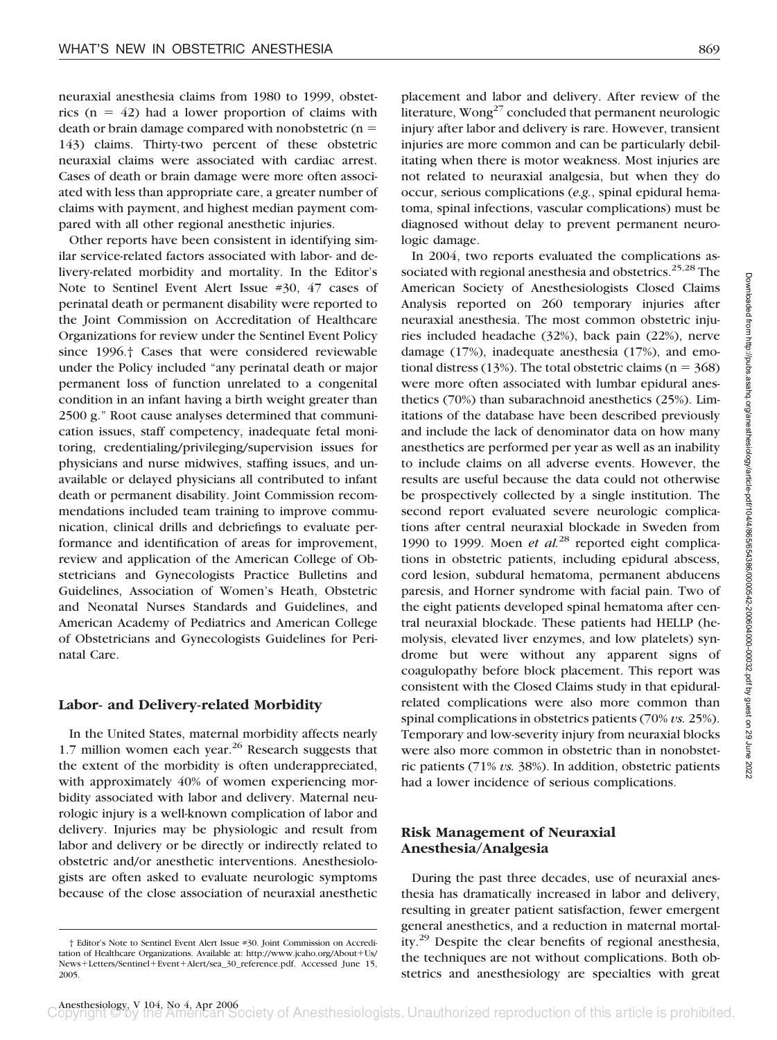neuraxial anesthesia claims from 1980 to 1999, obstetrics (n = 42) had a lower proportion of claims with death or brain damage compared with nonobstetric (n = 143) claims. Thirty-two percent of these obstetric neuraxial claims were associated with cardiac arrest. Cases of death or brain damage were more often associated with less than appropriate care, a greater number of claims with payment, and highest median payment compared with all other regional anesthetic injuries.

Other reports have been consistent in identifying similar service-related factors associated with labor- and delivery-related morbidity and mortality. In the Editor's Note to Sentinel Event Alert Issue #30, 47 cases of perinatal death or permanent disability were reported to the Joint Commission on Accreditation of Healthcare Organizations for review under the Sentinel Event Policy since 1996.† Cases that were considered reviewable under the Policy included "any perinatal death or major permanent loss of function unrelated to a congenital condition in an infant having a birth weight greater than 2500 g." Root cause analyses determined that communication issues, staff competency, inadequate fetal monitoring, credentialing/privileging/supervision issues for physicians and nurse midwives, staffing issues, and unavailable or delayed physicians all contributed to infant death or permanent disability. Joint Commission recommendations included team training to improve communication, clinical drills and debriefings to evaluate performance and identification of areas for improvement, review and application of the American College of Obstetricians and Gynecologists Practice Bulletins and Guidelines, Association of Women's Heath, Obstetric and Neonatal Nurses Standards and Guidelines, and American Academy of Pediatrics and American College of Obstetricians and Gynecologists Guidelines for Perinatal Care.

## Labor- and Delivery-related Morbidity

In the United States, maternal morbidity affects nearly 1.7 million women each year.[26] Research suggests that the extent of the morbidity is often underappreciated, with approximately 40% of women experiencing morbidity associated with labor and delivery. Maternal neurologic injury is a well-known complication of labor and delivery. Injuries may be physiologic and result from labor and delivery or be directly or indirectly related to obstetric and/or anesthetic interventions. Anesthesiologists are often asked to evaluate neurologic symptoms because of the close association of neuraxial anesthetic placement and labor and delivery. After review of the literature, Wong[27] concluded that permanent neurologic injury after labor and delivery is rare. However, transient injuries are more common and can be particularly debilitating when there is motor weakness. Most injuries are not related to neuraxial analgesia, but when they do occur, serious complications (*e.g.*, spinal epidural hematoma, spinal infections, vascular complications) must be diagnosed without delay to prevent permanent neurologic damage.

In 2004, two reports evaluated the complications associated with regional anesthesia and obstetrics.[25,28] The American Society of Anesthesiologists Closed Claims Analysis reported on 260 temporary injuries after neuraxial anesthesia. The most common obstetric injuries included headache (32%), back pain (22%), nerve damage (17%), inadequate anesthesia (17%), and emotional distress (13%). The total obstetric claims (n = 368) were more often associated with lumbar epidural anesthetics (70%) than subarachnoid anesthetics (25%). Limitations of the database have been described previously and include the lack of denominator data on how many anesthetics are performed per year as well as an inability to include claims on all adverse events. However, the results are useful because the data could not otherwise be prospectively collected by a single institution. The second report evaluated severe neurologic complications after central neuraxial blockade in Sweden from 1990 to 1999. Moen *et al.*[28] reported eight complications in obstetric patients, including epidural abscess, cord lesion, subdural hematoma, permanent abducens paresis, and Horner syndrome with facial pain. Two of the eight patients developed spinal hematoma after central neuraxial blockade. These patients had HELLP (hemolysis, elevated liver enzymes, and low platelets) syndrome but were without any apparent signs of coagulopathy before block placement. This report was consistent with the Closed Claims study in that epidural-related complications were also more common than spinal complications in obstetrics patients (70% *vs.* 25%). Temporary and low-severity injury from neuraxial blocks were also more common in obstetric than in nonobstetric patients (71% *vs.* 38%). In addition, obstetric patients had a lower incidence of serious complications.

## Risk Management of Neuraxial Anesthesia/Analgesia

During the past three decades, use of neuraxial anesthesia has dramatically increased in labor and delivery, resulting in greater patient satisfaction, fewer emergent general anesthetics, and a reduction in maternal mortality.[29] Despite the clear benefits of regional anesthesia, the techniques are not without complications. Both obstetrics and anesthesiology are specialties with great

† Editor's Note to Sentinel Event Alert Issue #30. Joint Commission on Accreditation of Healthcare Organizations. Available at: http://www.jcaho.org/About+Us/News+Letters/Sentinel+Event+Alert/sea_30_reference.pdf. Accessed June 15, 2005.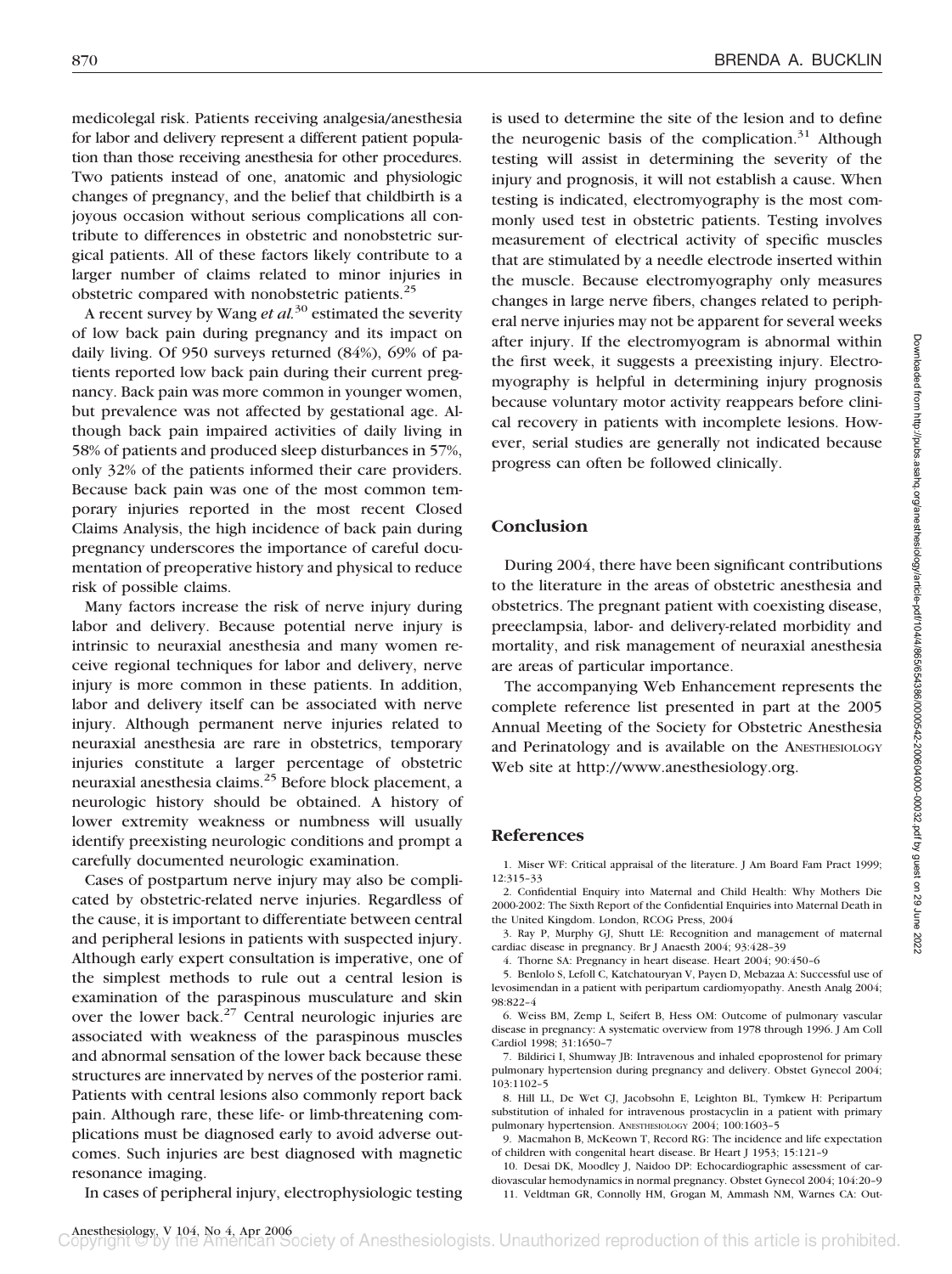medicolegal risk. Patients receiving analgesia/anesthesia for labor and delivery represent a different patient population than those receiving anesthesia for other procedures. Two patients instead of one, anatomic and physiologic changes of pregnancy, and the belief that childbirth is a joyous occasion without serious complications all contribute to differences in obstetric and nonobstetric surgical patients. All of these factors likely contribute to a larger number of claims related to minor injuries in obstetric compared with nonobstetric patients.[25]

A recent survey by Wang *et al.*[30] estimated the severity of low back pain during pregnancy and its impact on daily living. Of 950 surveys returned (84%), 69% of patients reported low back pain during their current pregnancy. Back pain was more common in younger women, but prevalence was not affected by gestational age. Although back pain impaired activities of daily living in 58% of patients and produced sleep disturbances in 57%, only 32% of the patients informed their care providers. Because back pain was one of the most common temporary injuries reported in the most recent Closed Claims Analysis, the high incidence of back pain during pregnancy underscores the importance of careful documentation of preoperative history and physical to reduce risk of possible claims.

Many factors increase the risk of nerve injury during labor and delivery. Because potential nerve injury is intrinsic to neuraxial anesthesia and many women receive regional techniques for labor and delivery, nerve injury is more common in these patients. In addition, labor and delivery itself can be associated with nerve injury. Although permanent nerve injuries related to neuraxial anesthesia are rare in obstetrics, temporary injuries constitute a larger percentage of obstetric neuraxial anesthesia claims.[25] Before block placement, a neurologic history should be obtained. A history of lower extremity weakness or numbness will usually identify preexisting neurologic conditions and prompt a carefully documented neurologic examination.

Cases of postpartum nerve injury may also be complicated by obstetric-related nerve injuries. Regardless of the cause, it is important to differentiate between central and peripheral lesions in patients with suspected injury. Although early expert consultation is imperative, one of the simplest methods to rule out a central lesion is examination of the paraspinous musculature and skin over the lower back.[27] Central neurologic injuries are associated with weakness of the paraspinous muscles and abnormal sensation of the lower back because these structures are innervated by nerves of the posterior rami. Patients with central lesions also commonly report back pain. Although rare, these life- or limb-threatening complications must be diagnosed early to avoid adverse outcomes. Such injuries are best diagnosed with magnetic resonance imaging.

In cases of peripheral injury, electrophysiologic testing is used to determine the site of the lesion and to define the neurogenic basis of the complication.[31] Although testing will assist in determining the severity of the injury and prognosis, it will not establish a cause. When testing is indicated, electromyography is the most commonly used test in obstetric patients. Testing involves measurement of electrical activity of specific muscles that are stimulated by a needle electrode inserted within the muscle. Because electromyography only measures changes in large nerve fibers, changes related to peripheral nerve injuries may not be apparent for several weeks after injury. If the electromyogram is abnormal within the first week, it suggests a preexisting injury. Electromyography is helpful in determining injury prognosis because voluntary motor activity reappears before clinical recovery in patients with incomplete lesions. However, serial studies are generally not indicated because progress can often be followed clinically.

## Conclusion

During 2004, there have been significant contributions to the literature in the areas of obstetric anesthesia and obstetrics. The pregnant patient with coexisting disease, preeclampsia, labor- and delivery-related morbidity and mortality, and risk management of neuraxial anesthesia are areas of particular importance.

The accompanying Web Enhancement represents the complete reference list presented in part at the 2005 Annual Meeting of the Society for Obstetric Anesthesia and Perinatology and is available on the ANESTHESIOLOGY Web site at http://www.anesthesiology.org.

## References

1. Miser WF: Critical appraisal of the literature. J Am Board Fam Pract 1999; 12:315–33
2. Confidential Enquiry into Maternal and Child Health: Why Mothers Die 2000-2002: The Sixth Report of the Confidential Enquiries into Maternal Death in the United Kingdom. London, RCOG Press, 2004
3. Ray P, Murphy GJ, Shutt LE: Recognition and management of maternal cardiac disease in pregnancy. Br J Anaesth 2004; 93:428–39
4. Thorne SA: Pregnancy in heart disease. Heart 2004; 90:450–6
5. Benlolo S, Lefoll C, Katchatouryan V, Payen D, Mebazaa A: Successful use of levosimendan in a patient with peripartum cardiomyopathy. Anesth Analg 2004; 98:822–4
6. Weiss BM, Zemp L, Seifert B, Hess OM: Outcome of pulmonary vascular disease in pregnancy: A systematic overview from 1978 through 1996. J Am Coll Cardiol 1998; 31:1650–7
7. Bildirici I, Shumway JB: Intravenous and inhaled epoprostenol for primary pulmonary hypertension during pregnancy and delivery. Obstet Gynecol 2004; 103:1102–5
8. Hill LL, De Wet CJ, Jacobsohn E, Leighton BL, Tymkew H: Peripartum substitution of inhaled for intravenous prostacyclin in a patient with primary pulmonary hypertension. ANESTHESIOLOGY 2004; 100:1603–5
9. Macmahon B, McKeown T, Record RG: The incidence and life expectation of children with congenital heart disease. Br Heart J 1953; 15:121–9
10. Desai DK, Moodley J, Naidoo DP: Echocardiographic assessment of cardiovascular hemodynamics in normal pregnancy. Obstet Gynecol 2004; 104:20–9
11. Veldtman GR, Connolly HM, Grogan M, Ammash NM, Warnes CA: Out-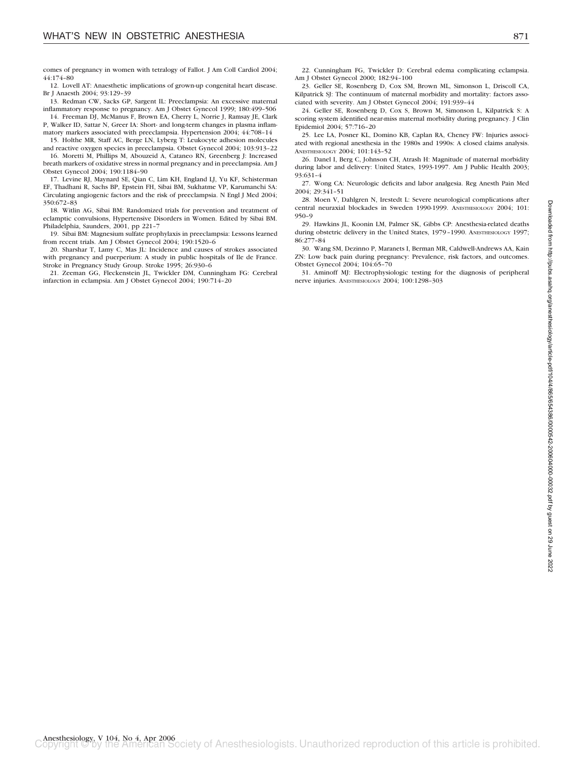comes of pregnancy in women with tetralogy of Fallot. J Am Coll Cardiol 2004; 44:174–80

12. Lovell AT: Anaesthetic implications of grown-up congenital heart disease. Br J Anaesth 2004; 93:129–39

13. Redman CW, Sacks GP, Sargent IL: Preeclampsia: An excessive maternal inflammatory response to pregnancy. Am J Obstet Gynecol 1999; 180:499–506

14. Freeman DJ, McManus F, Brown EA, Cherry L, Norrie J, Ramsay JE, Clark P, Walker ID, Sattar N, Greer IA: Short- and long-term changes in plasma inflammatory markers associated with preeclampsia. Hypertension 2004; 44:708–14

15. Holthe MR, Staff AC, Berge LN, Lyberg T: Leukocyte adhesion molecules and reactive oxygen species in preeclampsia. Obstet Gynecol 2004; 103:913–22

16. Moretti M, Phillips M, Abouzeid A, Cataneo RN, Greenberg J: Increased breath markers of oxidative stress in normal pregnancy and in preeclampsia. Am J Obstet Gynecol 2004; 190:1184–90

17. Levine RJ, Maynard SE, Qian C, Lim KH, England LJ, Yu KF, Schisterman EF, Thadhani R, Sachs BP, Epstein FH, Sibai BM, Sukhatme VP, Karumanchi SA: Circulating angiogenic factors and the risk of preeclampsia. N Engl J Med 2004; 350:672–83

18. Witlin AG, Sibai BM: Randomized trials for prevention and treatment of eclamptic convulsions, Hypertensive Disorders in Women. Edited by Sibai BM. Philadelphia, Saunders, 2001, pp 221–7

19. Sibai BM: Magnesium sulfate prophylaxis in preeclampsia: Lessons learned from recent trials. Am J Obstet Gynecol 2004; 190:1520–6

20. Sharshar T, Lamy C, Mas JL: Incidence and causes of strokes associated with pregnancy and puerperium: A study in public hospitals of Ile de France. Stroke in Pregnancy Study Group. Stroke 1995; 26:930–6

21. Zeeman GG, Fleckenstein JL, Twickler DM, Cunningham FG: Cerebral infarction in eclampsia. Am J Obstet Gynecol 2004; 190:714–20

22. Cunningham FG, Twickler D: Cerebral edema complicating eclampsia. Am J Obstet Gynecol 2000; 182:94–100

23. Geller SE, Rosenberg D, Cox SM, Brown ML, Simonson L, Driscoll CA, Kilpatrick SJ: The continuum of maternal morbidity and mortality: factors associated with severity. Am J Obstet Gynecol 2004; 191:939–44

24. Geller SE, Rosenberg D, Cox S, Brown M, Simonson L, Kilpatrick S: A scoring system identified near-miss maternal morbidity during pregnancy. J Clin Epidemiol 2004; 57:716–20

25. Lee LA, Posner KL, Domino KB, Caplan RA, Cheney FW: Injuries associated with regional anesthesia in the 1980s and 1990s: A closed claims analysis. ANESTHESIOLOGY 2004; 101:143–52

26. Danel I, Berg C, Johnson CH, Atrash H: Magnitude of maternal morbidity during labor and delivery: United States, 1993-1997. Am J Public Health 2003; 93:631–4

27. Wong CA: Neurologic deficits and labor analgesia. Reg Anesth Pain Med 2004; 29:341–51

28. Moen V, Dahlgren N, Irestedt L: Severe neurological complications after central neuraxial blockades in Sweden 1990-1999. ANESTHESIOLOGY 2004; 101: 950–9

29. Hawkins JL, Koonin LM, Palmer SK, Gibbs CP: Anesthesia-related deaths during obstetric delivery in the United States, 1979–1990. ANESTHESIOLOGY 1997; 86:277–84

30. Wang SM, Dezinno P, Maranets I, Berman MR, Caldwell-Andrews AA, Kain ZN: Low back pain during pregnancy: Prevalence, risk factors, and outcomes. Obstet Gynecol 2004; 104:65–70

31. Aminoff MJ: Electrophysiologic testing for the diagnosis of peripheral nerve injuries. ANESTHESIOLOGY 2004; 100:1298–303